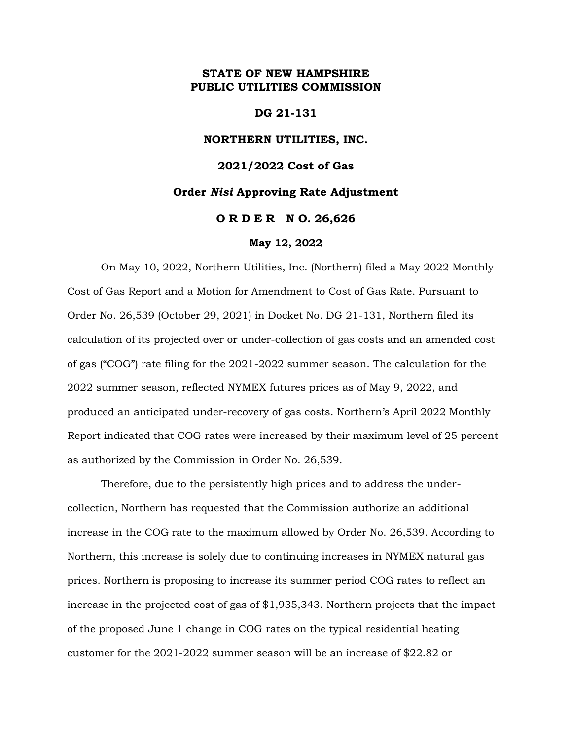**STATE OF NEW HAMPSHIRE**
**PUBLIC UTILITIES COMMISSION**

**DG 21-131**

**NORTHERN UTILITIES, INC.**

**2021/2022 Cost of Gas**

**Order *Nisi* Approving Rate Adjustment**

**O R D E R N O. 26,626**

**May 12, 2022**

On May 10, 2022, Northern Utilities, Inc. (Northern) filed a May 2022 Monthly Cost of Gas Report and a Motion for Amendment to Cost of Gas Rate. Pursuant to Order No. 26,539 (October 29, 2021) in Docket No. DG 21-131, Northern filed its calculation of its projected over or under-collection of gas costs and an amended cost of gas ("COG") rate filing for the 2021-2022 summer season. The calculation for the 2022 summer season, reflected NYMEX futures prices as of May 9, 2022, and produced an anticipated under-recovery of gas costs. Northern's April 2022 Monthly Report indicated that COG rates were increased by their maximum level of 25 percent as authorized by the Commission in Order No. 26,539.

Therefore, due to the persistently high prices and to address the under-collection, Northern has requested that the Commission authorize an additional increase in the COG rate to the maximum allowed by Order No. 26,539. According to Northern, this increase is solely due to continuing increases in NYMEX natural gas prices. Northern is proposing to increase its summer period COG rates to reflect an increase in the projected cost of gas of $1,935,343. Northern projects that the impact of the proposed June 1 change in COG rates on the typical residential heating customer for the 2021-2022 summer season will be an increase of $22.82 or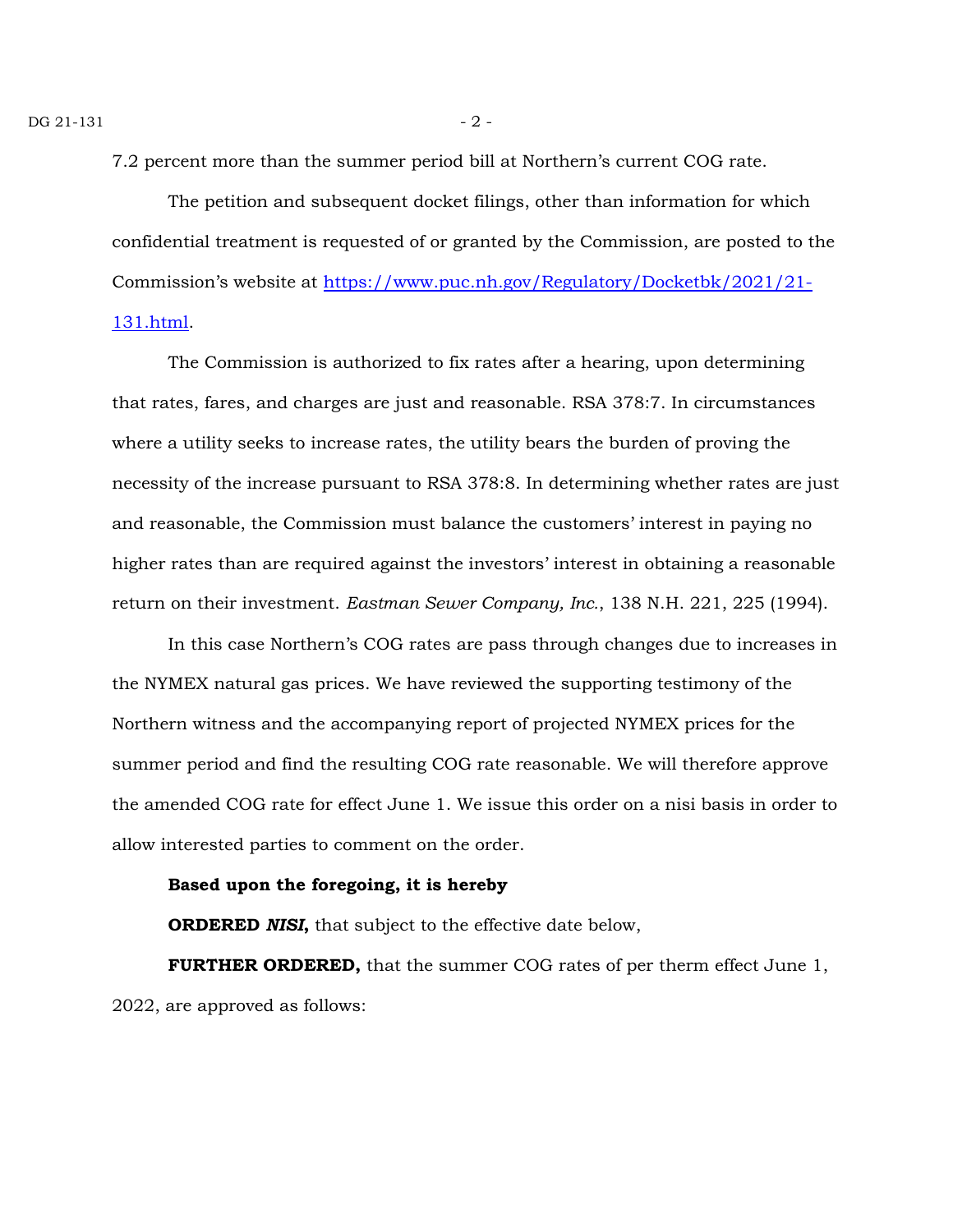7.2 percent more than the summer period bill at Northern's current COG rate.

The petition and subsequent docket filings, other than information for which confidential treatment is requested of or granted by the Commission, are posted to the Commission's website at [https://www.puc.nh.gov/Regulatory/Docketbk/2021/21-131.html](https://www.puc.nh.gov/Regulatory/Docketbk/2021/21-131.html).

The Commission is authorized to fix rates after a hearing, upon determining that rates, fares, and charges are just and reasonable. RSA 378:7. In circumstances where a utility seeks to increase rates, the utility bears the burden of proving the necessity of the increase pursuant to RSA 378:8. In determining whether rates are just and reasonable, the Commission must balance the customers' interest in paying no higher rates than are required against the investors' interest in obtaining a reasonable return on their investment. *Eastman Sewer Company, Inc.*, 138 N.H. 221, 225 (1994).

In this case Northern's COG rates are pass through changes due to increases in the NYMEX natural gas prices. We have reviewed the supporting testimony of the Northern witness and the accompanying report of projected NYMEX prices for the summer period and find the resulting COG rate reasonable. We will therefore approve the amended COG rate for effect June 1. We issue this order on a nisi basis in order to allow interested parties to comment on the order.

**Based upon the foregoing, it is hereby**

**ORDERED *NISI*,** that subject to the effective date below,

**FURTHER ORDERED,** that the summer COG rates of per therm effect June 1, 2022, are approved as follows: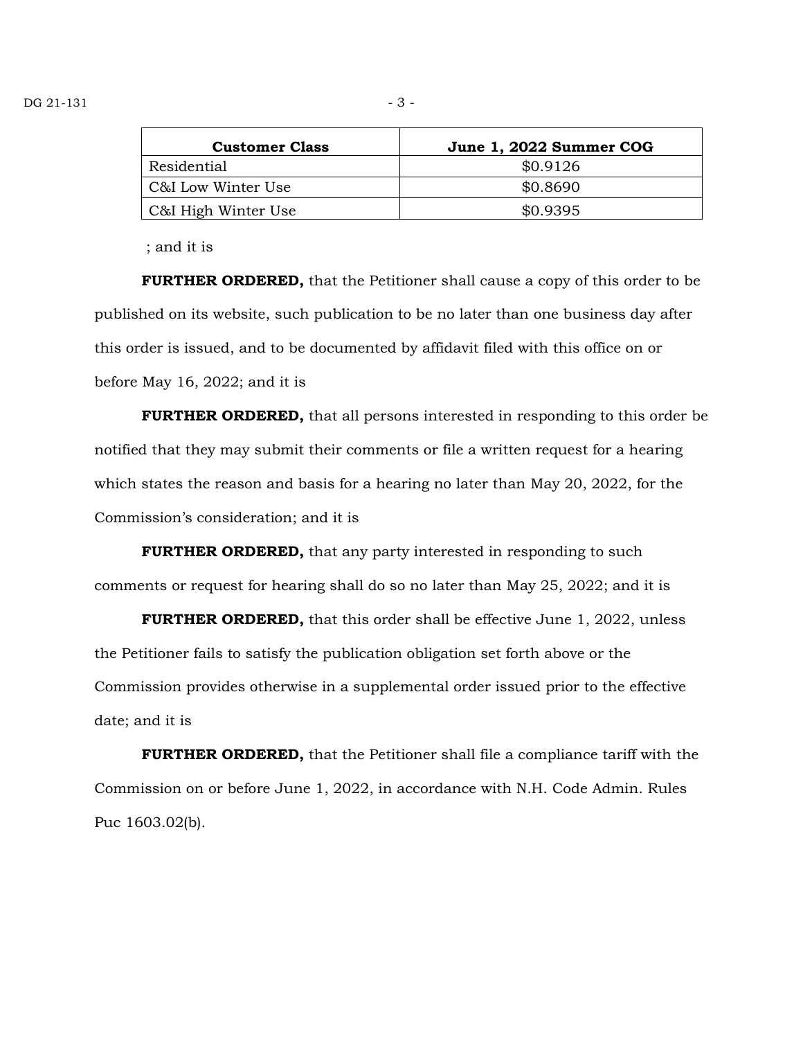| Customer Class | June 1, 2022 Summer COG |
| --- | --- |
| Residential | $0.9126 |
| C&I Low Winter Use | $0.8690 |
| C&I High Winter Use | $0.9395 |

; and it is

**FURTHER ORDERED,** that the Petitioner shall cause a copy of this order to be published on its website, such publication to be no later than one business day after this order is issued, and to be documented by affidavit filed with this office on or before May 16, 2022; and it is

**FURTHER ORDERED,** that all persons interested in responding to this order be notified that they may submit their comments or file a written request for a hearing which states the reason and basis for a hearing no later than May 20, 2022, for the Commission's consideration; and it is

**FURTHER ORDERED,** that any party interested in responding to such comments or request for hearing shall do so no later than May 25, 2022; and it is

**FURTHER ORDERED,** that this order shall be effective June 1, 2022, unless the Petitioner fails to satisfy the publication obligation set forth above or the Commission provides otherwise in a supplemental order issued prior to the effective date; and it is

**FURTHER ORDERED,** that the Petitioner shall file a compliance tariff with the Commission on or before June 1, 2022, in accordance with N.H. Code Admin. Rules Puc 1603.02(b).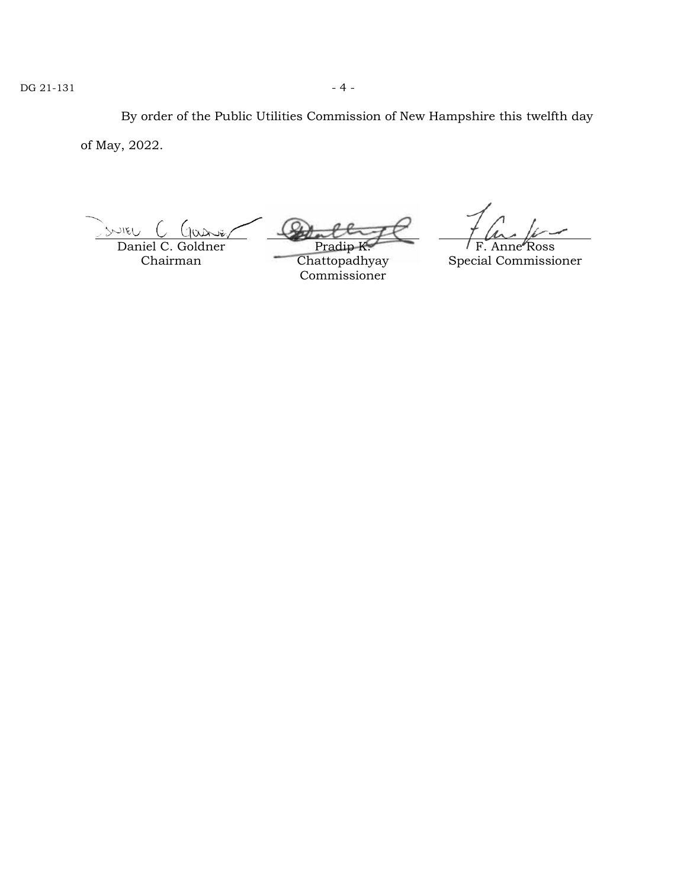By order of the Public Utilities Commission of New Hampshire this twelfth day of May, 2022.

| Daniel C. Goldner | Pradip K. Chattopadhyay | F. Anne Ross |
| --- | --- | --- |
| Chairman | Commissioner | Special Commissioner |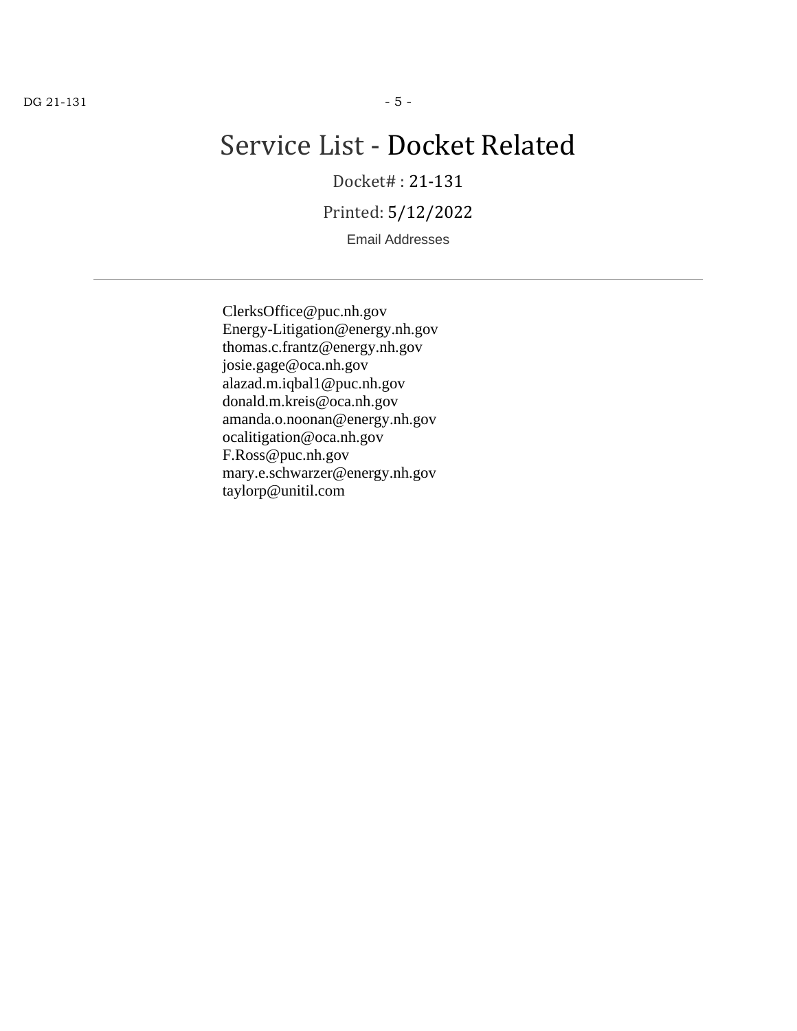# Service List - Docket Related

Docket# : 21-131

Printed: 5/12/2022

Email Addresses

---

ClerksOffice@puc.nh.gov
Energy-Litigation@energy.nh.gov
thomas.c.frantz@energy.nh.gov
josie.gage@oca.nh.gov
alazad.m.iqbal1@puc.nh.gov
donald.m.kreis@oca.nh.gov
amanda.o.noonan@energy.nh.gov
ocalitigation@oca.nh.gov
F.Ross@puc.nh.gov
mary.e.schwarzer@energy.nh.gov
taylorp@unitil.com